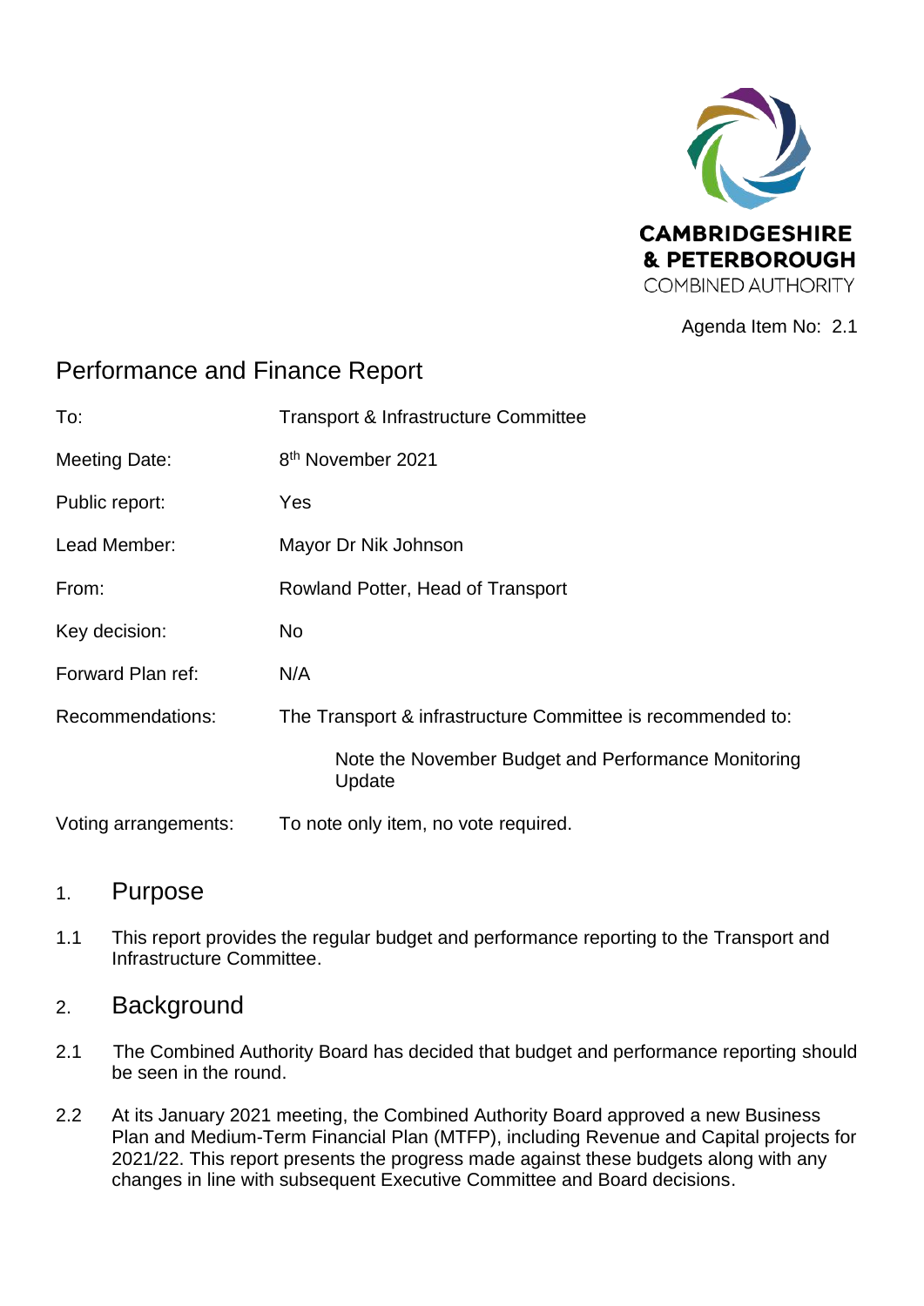CAMBRIDGESHIRE
& PETERBOROUGH
COMBINED AUTHORITY

Agenda Item No: 2.1

# Performance and Finance Report

| | |
|---|---|
| To: | Transport & Infrastructure Committee |
| Meeting Date: | 8th November 2021 |
| Public report: | Yes |
| Lead Member: | Mayor Dr Nik Johnson |
| From: | Rowland Potter, Head of Transport |
| Key decision: | No |
| Forward Plan ref: | N/A |
| Recommendations: | The Transport & infrastructure Committee is recommended to:<br><br>Note the November Budget and Performance Monitoring Update |
| Voting arrangements: | To note only item, no vote required. |

## 1. Purpose

1.1 This report provides the regular budget and performance reporting to the Transport and Infrastructure Committee.

## 2. Background

2.1 The Combined Authority Board has decided that budget and performance reporting should be seen in the round.

2.2 At its January 2021 meeting, the Combined Authority Board approved a new Business Plan and Medium-Term Financial Plan (MTFP), including Revenue and Capital projects for 2021/22. This report presents the progress made against these budgets along with any changes in line with subsequent Executive Committee and Board decisions.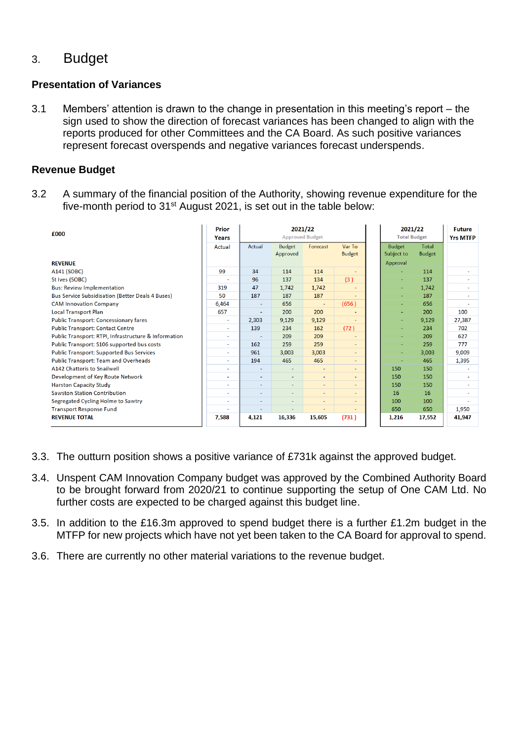## 3. Budget

### Presentation of Variances

3.1 Members' attention is drawn to the change in presentation in this meeting's report – the sign used to show the direction of forecast variances has been changed to align with the reports produced for other Committees and the CA Board. As such positive variances represent forecast overspends and negative variances forecast underspends.

### Revenue Budget

3.2 A summary of the financial position of the Authority, showing revenue expenditure for the five-month period to 31st August 2021, is set out in the table below:

| £000 | Prior Years | 2021/22 Approved Budget | | | | 2021/22 Total Budget | | Future Yrs MTFP |
|---|---|---|---|---|---|---|---|---|
| | Actual | Actual | Budget Approved | Forecast | Var To Budget | Budget Subject to Approval | Total Budget | |
| **REVENUE** | | | | | | | | |
| A141 (SOBC) | 99 | 34 | 114 | 114 | - | - | 114 | - |
| St Ives (SOBC) | - | 96 | 137 | 134 | (3) | - | 137 | - |
| Bus: Review Implementation | 319 | 47 | 1,742 | 1,742 | - | - | 1,742 | - |
| Bus Service Subsidisation (Better Deals 4 Buses) | 50 | 187 | 187 | 187 | - | - | 187 | - |
| CAM Innovation Company | 6,464 | - | 656 | - | (656) | - | 656 | - |
| Local Transport Plan | 657 | - | 200 | 200 | - | - | 200 | 100 |
| Public Transport: Concessionary fares | - | 2,303 | 9,129 | 9,129 | - | - | 9,129 | 27,387 |
| Public Transport: Contact Centre | - | 139 | 234 | 162 | (72) | - | 234 | 702 |
| Public Transport: RTPI, Infrastructure & Information | - | - | 209 | 209 | - | - | 209 | 627 |
| Public Transport: S106 supported bus costs | - | 162 | 259 | 259 | - | - | 259 | 777 |
| Public Transport: Supported Bus Services | - | 961 | 3,003 | 3,003 | - | - | 3,003 | 9,009 |
| Public Transport: Team and Overheads | - | 194 | 465 | 465 | - | - | 465 | 1,395 |
| A142 Chatteris to Snailwell | - | - | - | - | - | 150 | 150 | - |
| Development of Key Route Network | - | - | - | - | - | 150 | 150 | - |
| Harston Capacity Study | - | - | - | - | - | 150 | 150 | - |
| Sawston Station Contribution | - | - | - | - | - | 16 | 16 | - |
| Segregated Cycling Holme to Sawtry | - | - | - | - | - | 100 | 100 | - |
| Transport Response Fund | - | - | - | - | - | 650 | 650 | 1,950 |
| **REVENUE TOTAL** | **7,588** | **4,121** | **16,336** | **15,605** | **(731)** | **1,216** | **17,552** | **41,947** |

3.3. The outturn position shows a positive variance of £731k against the approved budget.

3.4. Unspent CAM Innovation Company budget was approved by the Combined Authority Board to be brought forward from 2020/21 to continue supporting the setup of One CAM Ltd. No further costs are expected to be charged against this budget line.

3.5. In addition to the £16.3m approved to spend budget there is a further £1.2m budget in the MTFP for new projects which have not yet been taken to the CA Board for approval to spend.

3.6. There are currently no other material variations to the revenue budget.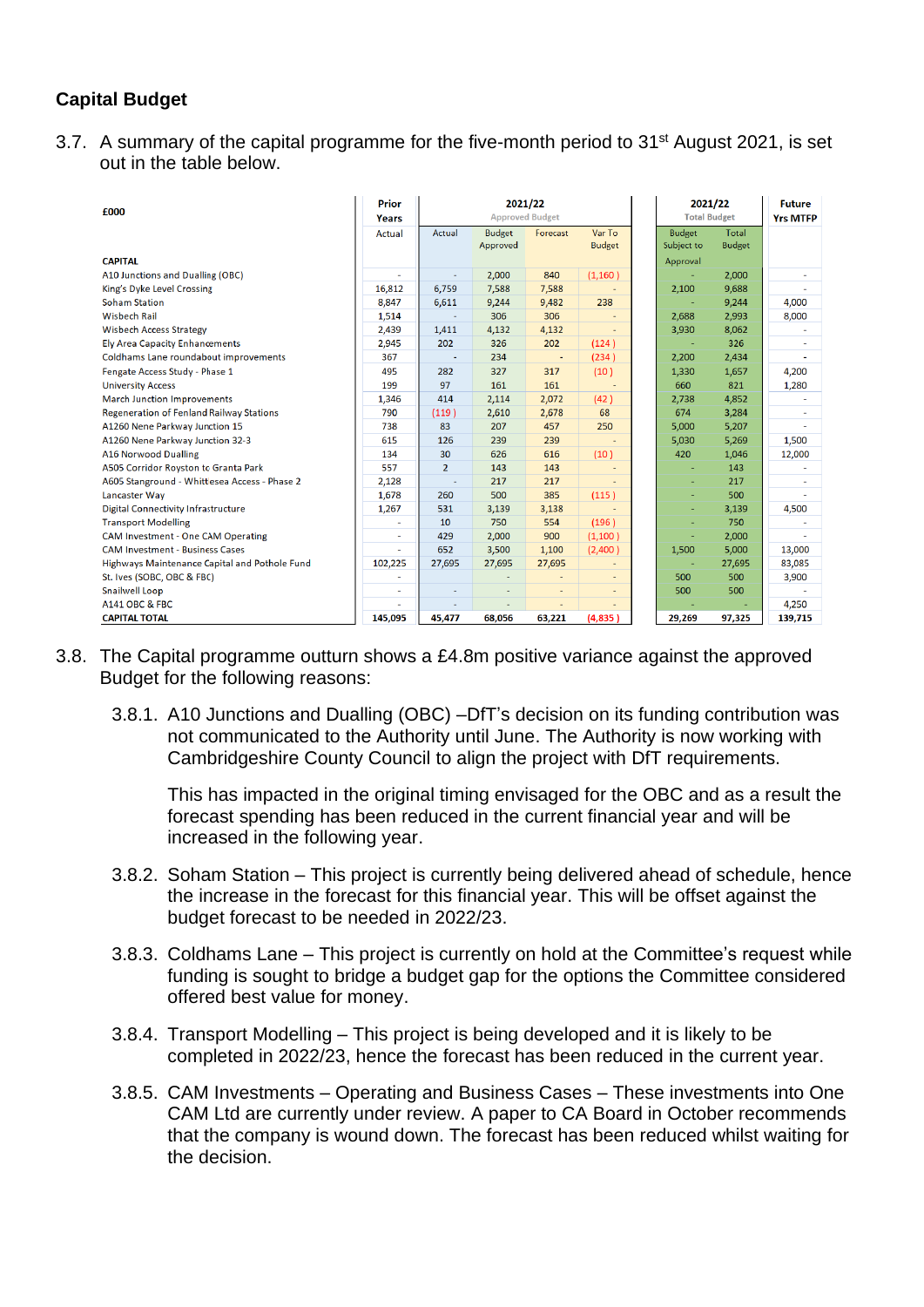## Capital Budget

3.7. A summary of the capital programme for the five-month period to 31st August 2021, is set out in the table below.

| £000 | Prior Years | 2021/22 Approved Budget | | | | 2021/22 Total Budget | | Future Yrs MTFP |
|---|---|---|---|---|---|---|---|---|
| | Actual | Actual | Budget Approved | Forecast | Var To Budget | Budget Subject to Approval | Total Budget | |
| **CAPITAL** | | | | | | | | |
| A10 Junctions and Dualling (OBC) | - | - | 2,000 | 840 | (1,160) | - | 2,000 | - |
| King's Dyke Level Crossing | 16,812 | 6,759 | 7,588 | 7,588 | - | 2,100 | 9,688 | - |
| Soham Station | 8,847 | 6,611 | 9,244 | 9,482 | 238 | - | 9,244 | 4,000 |
| Wisbech Rail | 1,514 | - | 306 | 306 | - | 2,688 | 2,993 | 8,000 |
| Wisbech Access Strategy | 2,439 | 1,411 | 4,132 | 4,132 | - | 3,930 | 8,062 | - |
| Ely Area Capacity Enhancements | 2,945 | 202 | 326 | 202 | (124) | - | 326 | - |
| Coldhams Lane roundabout improvements | 367 | - | 234 | - | (234) | 2,200 | 2,434 | - |
| Fengate Access Study - Phase 1 | 495 | 282 | 327 | 317 | (10) | 1,330 | 1,657 | 4,200 |
| University Access | 199 | 97 | 161 | 161 | - | 660 | 821 | 1,280 |
| March Junction Improvements | 1,346 | 414 | 2,114 | 2,072 | (42) | 2,738 | 4,852 | - |
| Regeneration of Fenland Railway Stations | 790 | (119) | 2,610 | 2,678 | 68 | 674 | 3,284 | - |
| A1260 Nene Parkway Junction 15 | 738 | 83 | 207 | 457 | 250 | 5,000 | 5,207 | - |
| A1260 Nene Parkway Junction 32-3 | 615 | 126 | 239 | 239 | - | 5,030 | 5,269 | 1,500 |
| A16 Norwood Dualling | 134 | 30 | 626 | 616 | (10) | 420 | 1,046 | 12,000 |
| A505 Corridor Royston to Granta Park | 557 | 2 | 143 | 143 | - | - | 143 | - |
| A605 Stanground - Whittlesea Access - Phase 2 | 2,128 | - | 217 | 217 | - | - | 217 | - |
| Lancaster Way | 1,678 | 260 | 500 | 385 | (115) | - | 500 | - |
| Digital Connectivity Infrastructure | 1,267 | 531 | 3,139 | 3,138 | - | - | 3,139 | 4,500 |
| Transport Modelling | - | 10 | 750 | 554 | (196) | - | 750 | - |
| CAM Investment - One CAM Operating | - | 429 | 2,000 | 900 | (1,100) | - | 2,000 | - |
| CAM Investment - Business Cases | - | 652 | 3,500 | 1,100 | (2,400) | 1,500 | 5,000 | 13,000 |
| Highways Maintenance Capital and Pothole Fund | 102,225 | 27,695 | 27,695 | 27,695 | - | - | 27,695 | 83,085 |
| St. Ives (SOBC, OBC & FBC) | - | | - | - | - | 500 | 500 | 3,900 |
| Snailwell Loop | - | - | - | - | - | 500 | 500 | - |
| A141 OBC & FBC | - | - | - | - | - | - | - | 4,250 |
| **CAPITAL TOTAL** | **145,095** | **45,477** | **68,056** | **63,221** | **(4,835)** | **29,269** | **97,325** | **139,715** |

3.8. The Capital programme outturn shows a £4.8m positive variance against the approved Budget for the following reasons:

3.8.1. A10 Junctions and Dualling (OBC) –DfT's decision on its funding contribution was not communicated to the Authority until June. The Authority is now working with Cambridgeshire County Council to align the project with DfT requirements.

This has impacted in the original timing envisaged for the OBC and as a result the forecast spending has been reduced in the current financial year and will be increased in the following year.

3.8.2. Soham Station – This project is currently being delivered ahead of schedule, hence the increase in the forecast for this financial year. This will be offset against the budget forecast to be needed in 2022/23.

3.8.3. Coldhams Lane – This project is currently on hold at the Committee's request while funding is sought to bridge a budget gap for the options the Committee considered offered best value for money.

3.8.4. Transport Modelling – This project is being developed and it is likely to be completed in 2022/23, hence the forecast has been reduced in the current year.

3.8.5. CAM Investments – Operating and Business Cases – These investments into One CAM Ltd are currently under review. A paper to CA Board in October recommends that the company is wound down. The forecast has been reduced whilst waiting for the decision.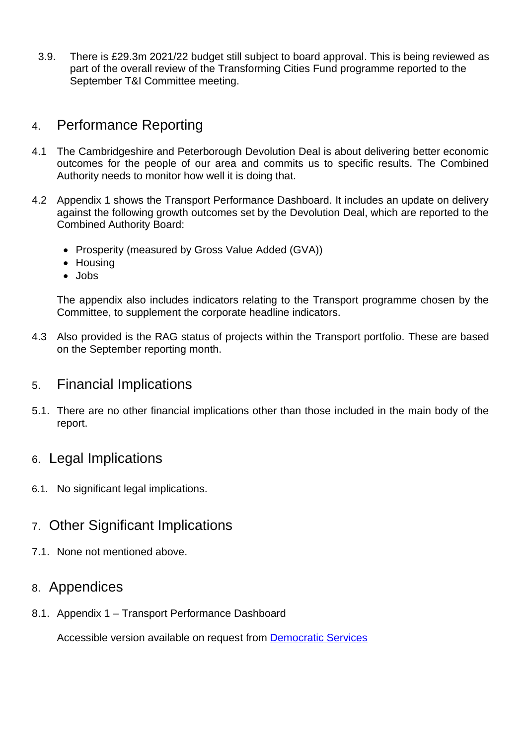3.9. There is £29.3m 2021/22 budget still subject to board approval. This is being reviewed as part of the overall review of the Transforming Cities Fund programme reported to the September T&I Committee meeting.

## 4. Performance Reporting

4.1 The Cambridgeshire and Peterborough Devolution Deal is about delivering better economic outcomes for the people of our area and commits us to specific results. The Combined Authority needs to monitor how well it is doing that.

4.2 Appendix 1 shows the Transport Performance Dashboard. It includes an update on delivery against the following growth outcomes set by the Devolution Deal, which are reported to the Combined Authority Board:

- Prosperity (measured by Gross Value Added (GVA))
- Housing
- Jobs

The appendix also includes indicators relating to the Transport programme chosen by the Committee, to supplement the corporate headline indicators.

4.3 Also provided is the RAG status of projects within the Transport portfolio. These are based on the September reporting month.

## 5. Financial Implications

5.1. There are no other financial implications other than those included in the main body of the report.

## 6. Legal Implications

6.1. No significant legal implications.

## 7. Other Significant Implications

7.1. None not mentioned above.

## 8. Appendices

8.1. Appendix 1 – Transport Performance Dashboard

Accessible version available on request from [Democratic Services]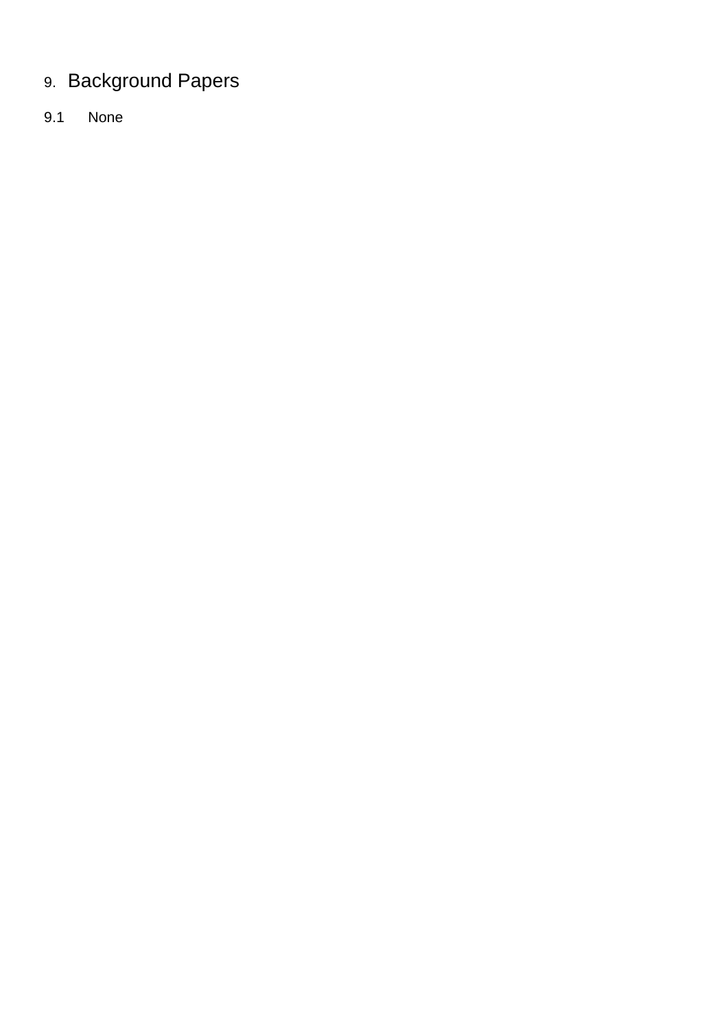## 9. Background Papers

9.1 None